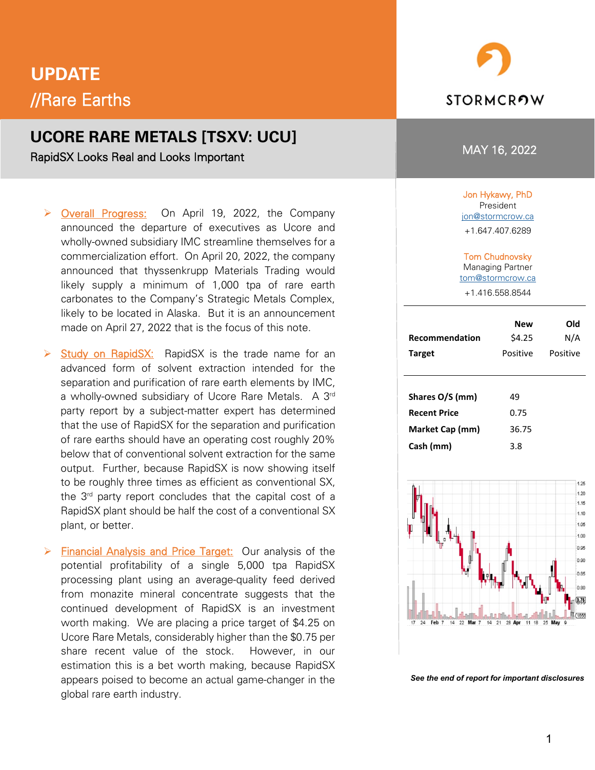# UPDATE

## //Rare Earths

STORMCROW

# UCORE RARE METALS [TSXV: UCU]

RapidSX Looks Real and Looks Important

MAY 16, 2022

- Overall Progress: On April 19, 2022, the Company announced the departure of executives as Ucore and wholly-owned subsidiary IMC streamline themselves for a commercialization effort. On April 20, 2022, the company announced that thyssenkrupp Materials Trading would likely supply a minimum of 1,000 tpa of rare earth carbonates to the Company's Strategic Metals Complex, likely to be located in Alaska. But it is an announcement made on April 27, 2022 that is the focus of this note.

- Study on RapidSX: RapidSX is the trade name for an advanced form of solvent extraction intended for the separation and purification of rare earth elements by IMC, a wholly-owned subsidiary of Ucore Rare Metals. A 3rd party report by a subject-matter expert has determined that the use of RapidSX for the separation and purification of rare earths should have an operating cost roughly 20% below that of conventional solvent extraction for the same output. Further, because RapidSX is now showing itself to be roughly three times as efficient as conventional SX, the 3rd party report concludes that the capital cost of a RapidSX plant should be half the cost of a conventional SX plant, or better.

- Financial Analysis and Price Target: Our analysis of the potential profitability of a single 5,000 tpa RapidSX processing plant using an average-quality feed derived from monazite mineral concentrate suggests that the continued development of RapidSX is an investment worth making. We are placing a price target of $4.25 on Ucore Rare Metals, considerably higher than the $0.75 per share recent value of the stock. However, in our estimation this is a bet worth making, because RapidSX appears poised to become an actual game-changer in the global rare earth industry.

Jon Hykawy, PhD
President
jon@stormcrow.ca
+1.647.407.6289

Tom Chudnovsky
Managing Partner
tom@stormcrow.ca
+1.416.558.8544

| | New | Old |
|---|---|---|
| **Recommendation** | $4.25 | N/A |
| **Target** | Positive | Positive |

| | |
|---|---|
| **Shares O/S (mm)** | 49 |
| **Recent Price** | 0.75 |
| **Market Cap (mm)** | 36.75 |
| **Cash (mm)** | 3.8 |

***See the end of report for important disclosures***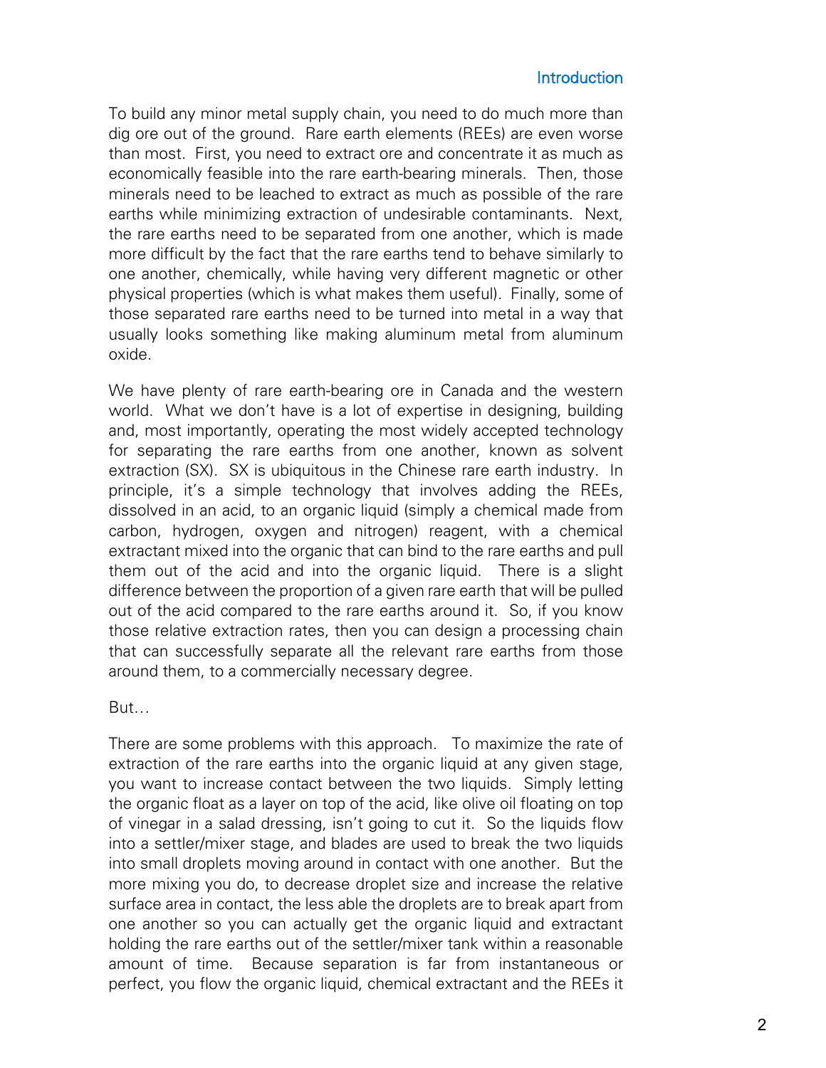## Introduction

To build any minor metal supply chain, you need to do much more than dig ore out of the ground. Rare earth elements (REEs) are even worse than most. First, you need to extract ore and concentrate it as much as economically feasible into the rare earth-bearing minerals. Then, those minerals need to be leached to extract as much as possible of the rare earths while minimizing extraction of undesirable contaminants. Next, the rare earths need to be separated from one another, which is made more difficult by the fact that the rare earths tend to behave similarly to one another, chemically, while having very different magnetic or other physical properties (which is what makes them useful). Finally, some of those separated rare earths need to be turned into metal in a way that usually looks something like making aluminum metal from aluminum oxide.

We have plenty of rare earth-bearing ore in Canada and the western world. What we don't have is a lot of expertise in designing, building and, most importantly, operating the most widely accepted technology for separating the rare earths from one another, known as solvent extraction (SX). SX is ubiquitous in the Chinese rare earth industry. In principle, it's a simple technology that involves adding the REEs, dissolved in an acid, to an organic liquid (simply a chemical made from carbon, hydrogen, oxygen and nitrogen) reagent, with a chemical extractant mixed into the organic that can bind to the rare earths and pull them out of the acid and into the organic liquid. There is a slight difference between the proportion of a given rare earth that will be pulled out of the acid compared to the rare earths around it. So, if you know those relative extraction rates, then you can design a processing chain that can successfully separate all the relevant rare earths from those around them, to a commercially necessary degree.

But…

There are some problems with this approach. To maximize the rate of extraction of the rare earths into the organic liquid at any given stage, you want to increase contact between the two liquids. Simply letting the organic float as a layer on top of the acid, like olive oil floating on top of vinegar in a salad dressing, isn't going to cut it. So the liquids flow into a settler/mixer stage, and blades are used to break the two liquids into small droplets moving around in contact with one another. But the more mixing you do, to decrease droplet size and increase the relative surface area in contact, the less able the droplets are to break apart from one another so you can actually get the organic liquid and extractant holding the rare earths out of the settler/mixer tank within a reasonable amount of time. Because separation is far from instantaneous or perfect, you flow the organic liquid, chemical extractant and the REEs it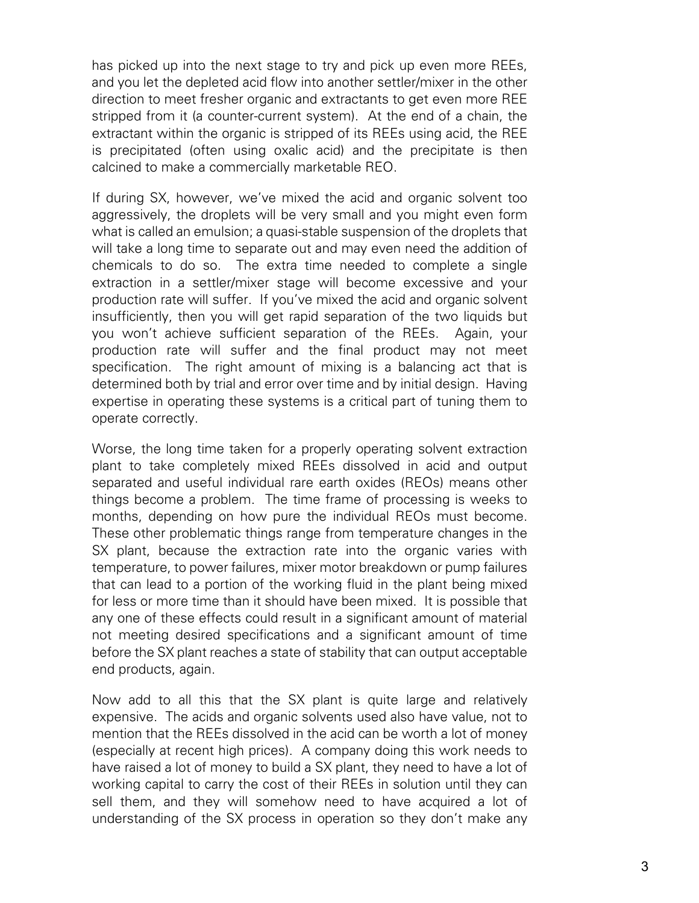has picked up into the next stage to try and pick up even more REEs, and you let the depleted acid flow into another settler/mixer in the other direction to meet fresher organic and extractants to get even more REE stripped from it (a counter-current system). At the end of a chain, the extractant within the organic is stripped of its REEs using acid, the REE is precipitated (often using oxalic acid) and the precipitate is then calcined to make a commercially marketable REO.

If during SX, however, we've mixed the acid and organic solvent too aggressively, the droplets will be very small and you might even form what is called an emulsion; a quasi-stable suspension of the droplets that will take a long time to separate out and may even need the addition of chemicals to do so. The extra time needed to complete a single extraction in a settler/mixer stage will become excessive and your production rate will suffer. If you've mixed the acid and organic solvent insufficiently, then you will get rapid separation of the two liquids but you won't achieve sufficient separation of the REEs. Again, your production rate will suffer and the final product may not meet specification. The right amount of mixing is a balancing act that is determined both by trial and error over time and by initial design. Having expertise in operating these systems is a critical part of tuning them to operate correctly.

Worse, the long time taken for a properly operating solvent extraction plant to take completely mixed REEs dissolved in acid and output separated and useful individual rare earth oxides (REOs) means other things become a problem. The time frame of processing is weeks to months, depending on how pure the individual REOs must become. These other problematic things range from temperature changes in the SX plant, because the extraction rate into the organic varies with temperature, to power failures, mixer motor breakdown or pump failures that can lead to a portion of the working fluid in the plant being mixed for less or more time than it should have been mixed. It is possible that any one of these effects could result in a significant amount of material not meeting desired specifications and a significant amount of time before the SX plant reaches a state of stability that can output acceptable end products, again.

Now add to all this that the SX plant is quite large and relatively expensive. The acids and organic solvents used also have value, not to mention that the REEs dissolved in the acid can be worth a lot of money (especially at recent high prices). A company doing this work needs to have raised a lot of money to build a SX plant, they need to have a lot of working capital to carry the cost of their REEs in solution until they can sell them, and they will somehow need to have acquired a lot of understanding of the SX process in operation so they don't make any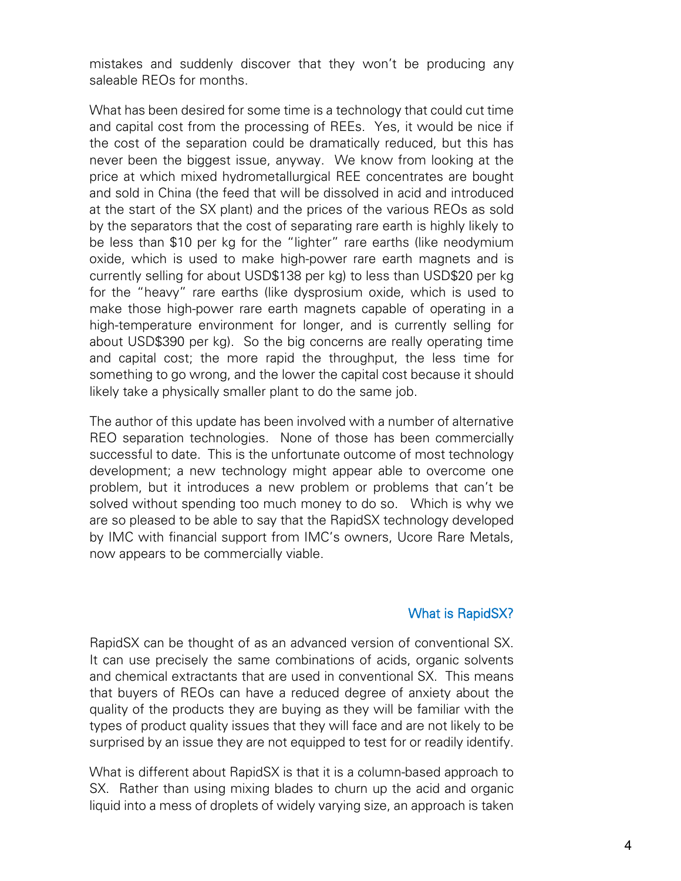mistakes and suddenly discover that they won't be producing any saleable REOs for months.

What has been desired for some time is a technology that could cut time and capital cost from the processing of REEs. Yes, it would be nice if the cost of the separation could be dramatically reduced, but this has never been the biggest issue, anyway. We know from looking at the price at which mixed hydrometallurgical REE concentrates are bought and sold in China (the feed that will be dissolved in acid and introduced at the start of the SX plant) and the prices of the various REOs as sold by the separators that the cost of separating rare earth is highly likely to be less than \$10 per kg for the "lighter" rare earths (like neodymium oxide, which is used to make high-power rare earth magnets and is currently selling for about USD\$138 per kg) to less than USD\$20 per kg for the "heavy" rare earths (like dysprosium oxide, which is used to make those high-power rare earth magnets capable of operating in a high-temperature environment for longer, and is currently selling for about USD\$390 per kg). So the big concerns are really operating time and capital cost; the more rapid the throughput, the less time for something to go wrong, and the lower the capital cost because it should likely take a physically smaller plant to do the same job.

The author of this update has been involved with a number of alternative REO separation technologies. None of those has been commercially successful to date. This is the unfortunate outcome of most technology development; a new technology might appear able to overcome one problem, but it introduces a new problem or problems that can't be solved without spending too much money to do so. Which is why we are so pleased to be able to say that the RapidSX technology developed by IMC with financial support from IMC's owners, Ucore Rare Metals, now appears to be commercially viable.

## What is RapidSX?

RapidSX can be thought of as an advanced version of conventional SX. It can use precisely the same combinations of acids, organic solvents and chemical extractants that are used in conventional SX. This means that buyers of REOs can have a reduced degree of anxiety about the quality of the products they are buying as they will be familiar with the types of product quality issues that they will face and are not likely to be surprised by an issue they are not equipped to test for or readily identify.

What is different about RapidSX is that it is a column-based approach to SX. Rather than using mixing blades to churn up the acid and organic liquid into a mess of droplets of widely varying size, an approach is taken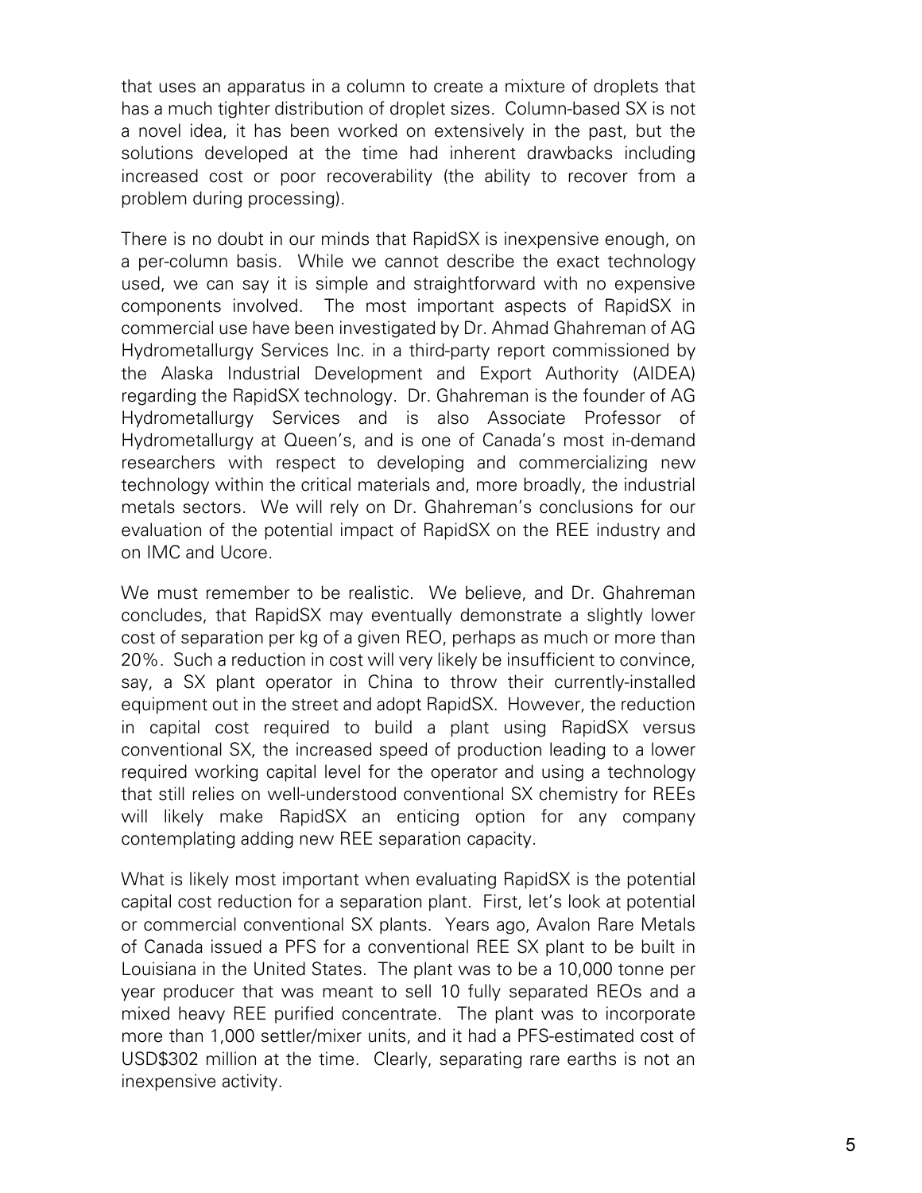that uses an apparatus in a column to create a mixture of droplets that has a much tighter distribution of droplet sizes. Column-based SX is not a novel idea, it has been worked on extensively in the past, but the solutions developed at the time had inherent drawbacks including increased cost or poor recoverability (the ability to recover from a problem during processing).

There is no doubt in our minds that RapidSX is inexpensive enough, on a per-column basis. While we cannot describe the exact technology used, we can say it is simple and straightforward with no expensive components involved. The most important aspects of RapidSX in commercial use have been investigated by Dr. Ahmad Ghahreman of AG Hydrometallurgy Services Inc. in a third-party report commissioned by the Alaska Industrial Development and Export Authority (AIDEA) regarding the RapidSX technology. Dr. Ghahreman is the founder of AG Hydrometallurgy Services and is also Associate Professor of Hydrometallurgy at Queen's, and is one of Canada's most in-demand researchers with respect to developing and commercializing new technology within the critical materials and, more broadly, the industrial metals sectors. We will rely on Dr. Ghahreman's conclusions for our evaluation of the potential impact of RapidSX on the REE industry and on IMC and Ucore.

We must remember to be realistic. We believe, and Dr. Ghahreman concludes, that RapidSX may eventually demonstrate a slightly lower cost of separation per kg of a given REO, perhaps as much or more than 20%. Such a reduction in cost will very likely be insufficient to convince, say, a SX plant operator in China to throw their currently-installed equipment out in the street and adopt RapidSX. However, the reduction in capital cost required to build a plant using RapidSX versus conventional SX, the increased speed of production leading to a lower required working capital level for the operator and using a technology that still relies on well-understood conventional SX chemistry for REEs will likely make RapidSX an enticing option for any company contemplating adding new REE separation capacity.

What is likely most important when evaluating RapidSX is the potential capital cost reduction for a separation plant. First, let's look at potential or commercial conventional SX plants. Years ago, Avalon Rare Metals of Canada issued a PFS for a conventional REE SX plant to be built in Louisiana in the United States. The plant was to be a 10,000 tonne per year producer that was meant to sell 10 fully separated REOs and a mixed heavy REE purified concentrate. The plant was to incorporate more than 1,000 settler/mixer units, and it had a PFS-estimated cost of USD$302 million at the time. Clearly, separating rare earths is not an inexpensive activity.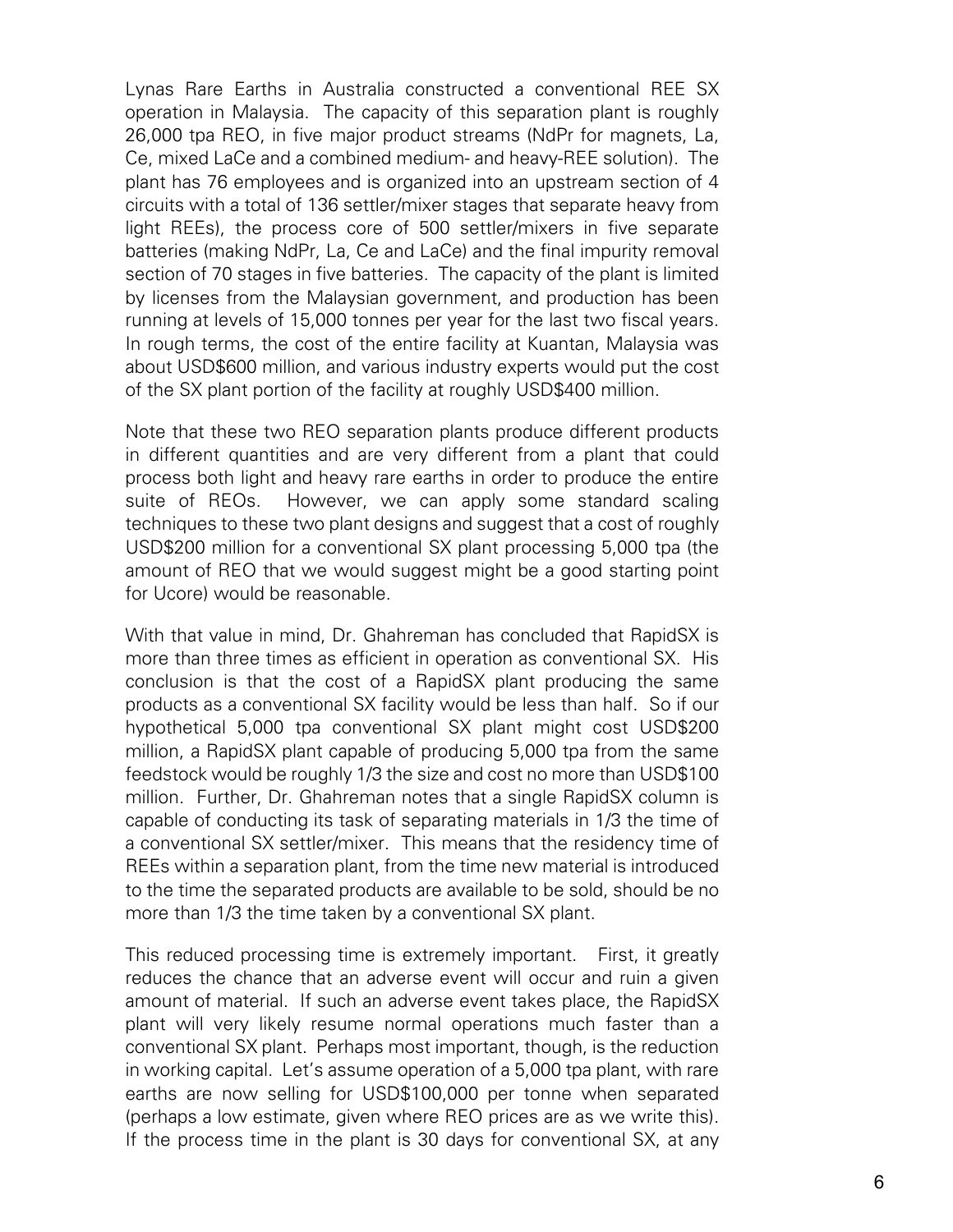Lynas Rare Earths in Australia constructed a conventional REE SX operation in Malaysia. The capacity of this separation plant is roughly 26,000 tpa REO, in five major product streams (NdPr for magnets, La, Ce, mixed LaCe and a combined medium- and heavy-REE solution). The plant has 76 employees and is organized into an upstream section of 4 circuits with a total of 136 settler/mixer stages that separate heavy from light REEs), the process core of 500 settler/mixers in five separate batteries (making NdPr, La, Ce and LaCe) and the final impurity removal section of 70 stages in five batteries. The capacity of the plant is limited by licenses from the Malaysian government, and production has been running at levels of 15,000 tonnes per year for the last two fiscal years. In rough terms, the cost of the entire facility at Kuantan, Malaysia was about USD$600 million, and various industry experts would put the cost of the SX plant portion of the facility at roughly USD$400 million.

Note that these two REO separation plants produce different products in different quantities and are very different from a plant that could process both light and heavy rare earths in order to produce the entire suite of REOs. However, we can apply some standard scaling techniques to these two plant designs and suggest that a cost of roughly USD$200 million for a conventional SX plant processing 5,000 tpa (the amount of REO that we would suggest might be a good starting point for Ucore) would be reasonable.

With that value in mind, Dr. Ghahreman has concluded that RapidSX is more than three times as efficient in operation as conventional SX. His conclusion is that the cost of a RapidSX plant producing the same products as a conventional SX facility would be less than half. So if our hypothetical 5,000 tpa conventional SX plant might cost USD$200 million, a RapidSX plant capable of producing 5,000 tpa from the same feedstock would be roughly 1/3 the size and cost no more than USD$100 million. Further, Dr. Ghahreman notes that a single RapidSX column is capable of conducting its task of separating materials in 1/3 the time of a conventional SX settler/mixer. This means that the residency time of REEs within a separation plant, from the time new material is introduced to the time the separated products are available to be sold, should be no more than 1/3 the time taken by a conventional SX plant.

This reduced processing time is extremely important. First, it greatly reduces the chance that an adverse event will occur and ruin a given amount of material. If such an adverse event takes place, the RapidSX plant will very likely resume normal operations much faster than a conventional SX plant. Perhaps most important, though, is the reduction in working capital. Let's assume operation of a 5,000 tpa plant, with rare earths are now selling for USD$100,000 per tonne when separated (perhaps a low estimate, given where REO prices are as we write this). If the process time in the plant is 30 days for conventional SX, at any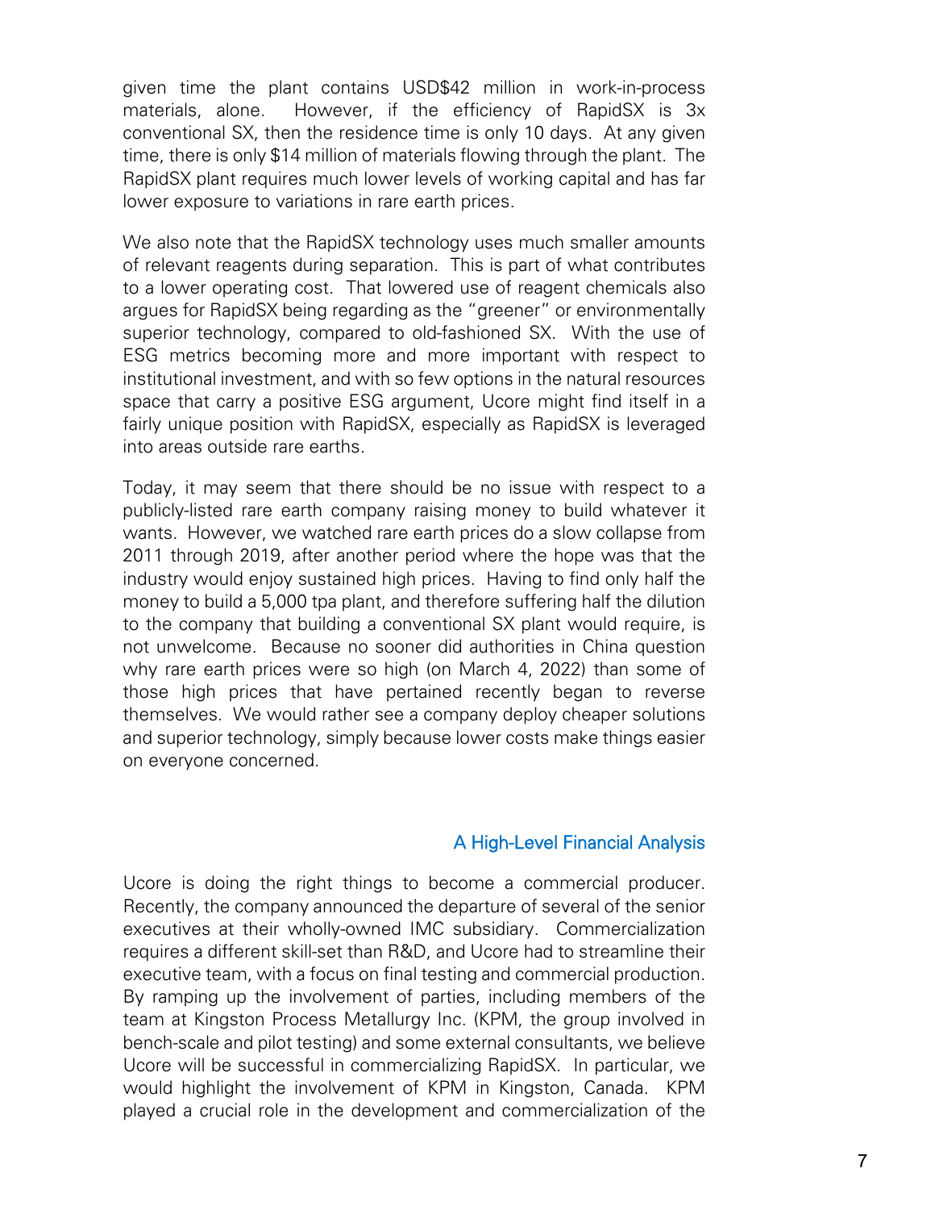given time the plant contains USD$42 million in work-in-process materials, alone. However, if the efficiency of RapidSX is 3x conventional SX, then the residence time is only 10 days. At any given time, there is only $14 million of materials flowing through the plant. The RapidSX plant requires much lower levels of working capital and has far lower exposure to variations in rare earth prices.

We also note that the RapidSX technology uses much smaller amounts of relevant reagents during separation. This is part of what contributes to a lower operating cost. That lowered use of reagent chemicals also argues for RapidSX being regarding as the "greener" or environmentally superior technology, compared to old-fashioned SX. With the use of ESG metrics becoming more and more important with respect to institutional investment, and with so few options in the natural resources space that carry a positive ESG argument, Ucore might find itself in a fairly unique position with RapidSX, especially as RapidSX is leveraged into areas outside rare earths.

Today, it may seem that there should be no issue with respect to a publicly-listed rare earth company raising money to build whatever it wants. However, we watched rare earth prices do a slow collapse from 2011 through 2019, after another period where the hope was that the industry would enjoy sustained high prices. Having to find only half the money to build a 5,000 tpa plant, and therefore suffering half the dilution to the company that building a conventional SX plant would require, is not unwelcome. Because no sooner did authorities in China question why rare earth prices were so high (on March 4, 2022) than some of those high prices that have pertained recently began to reverse themselves. We would rather see a company deploy cheaper solutions and superior technology, simply because lower costs make things easier on everyone concerned.

## A High-Level Financial Analysis

Ucore is doing the right things to become a commercial producer. Recently, the company announced the departure of several of the senior executives at their wholly-owned IMC subsidiary. Commercialization requires a different skill-set than R&D, and Ucore had to streamline their executive team, with a focus on final testing and commercial production. By ramping up the involvement of parties, including members of the team at Kingston Process Metallurgy Inc. (KPM, the group involved in bench-scale and pilot testing) and some external consultants, we believe Ucore will be successful in commercializing RapidSX. In particular, we would highlight the involvement of KPM in Kingston, Canada. KPM played a crucial role in the development and commercialization of the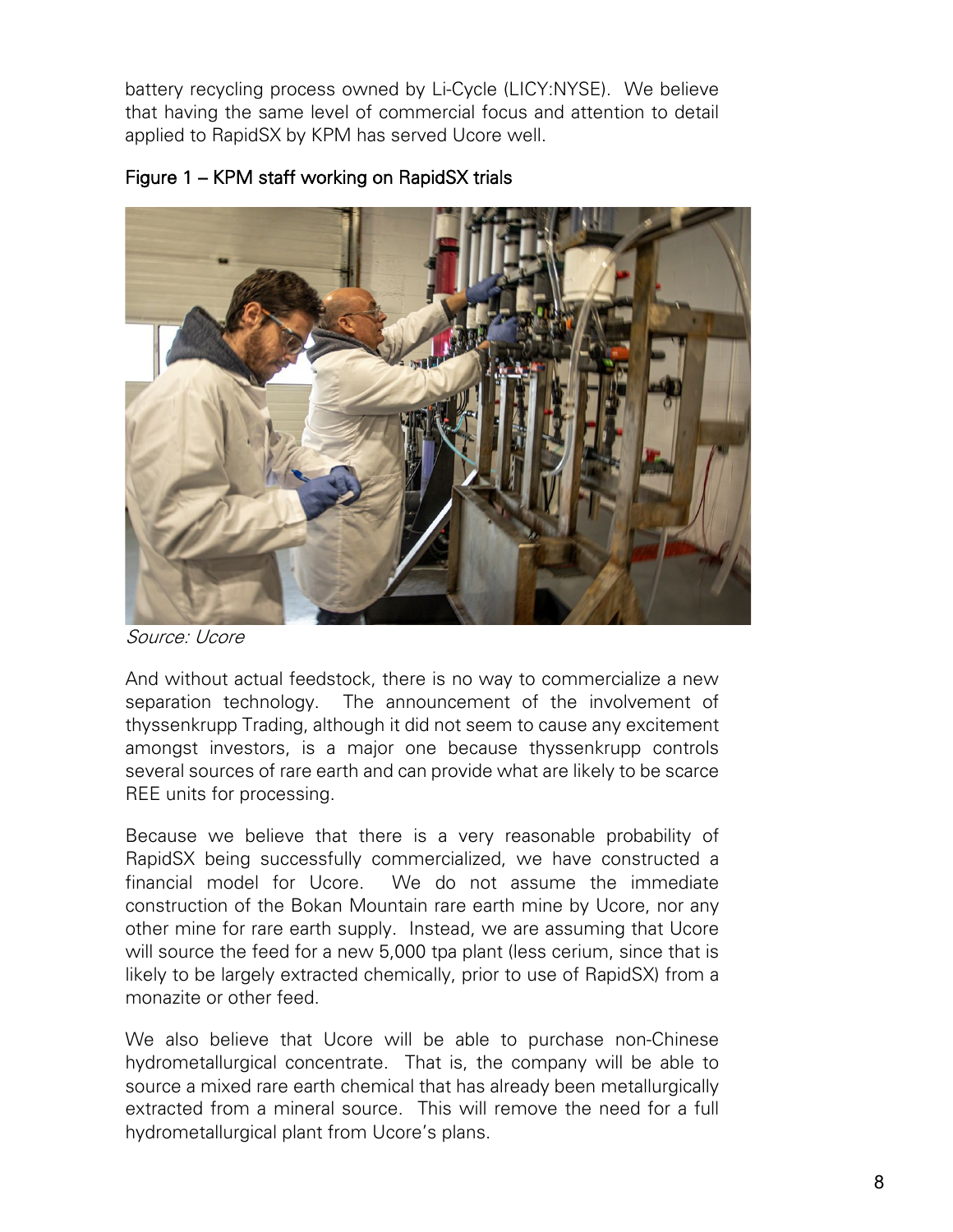battery recycling process owned by Li-Cycle (LICY:NYSE). We believe that having the same level of commercial focus and attention to detail applied to RapidSX by KPM has served Ucore well.

Figure 1 – KPM staff working on RapidSX trials

*Source: Ucore*

And without actual feedstock, there is no way to commercialize a new separation technology. The announcement of the involvement of thyssenkrupp Trading, although it did not seem to cause any excitement amongst investors, is a major one because thyssenkrupp controls several sources of rare earth and can provide what are likely to be scarce REE units for processing.

Because we believe that there is a very reasonable probability of RapidSX being successfully commercialized, we have constructed a financial model for Ucore. We do not assume the immediate construction of the Bokan Mountain rare earth mine by Ucore, nor any other mine for rare earth supply. Instead, we are assuming that Ucore will source the feed for a new 5,000 tpa plant (less cerium, since that is likely to be largely extracted chemically, prior to use of RapidSX) from a monazite or other feed.

We also believe that Ucore will be able to purchase non-Chinese hydrometallurgical concentrate. That is, the company will be able to source a mixed rare earth chemical that has already been metallurgically extracted from a mineral source. This will remove the need for a full hydrometallurgical plant from Ucore's plans.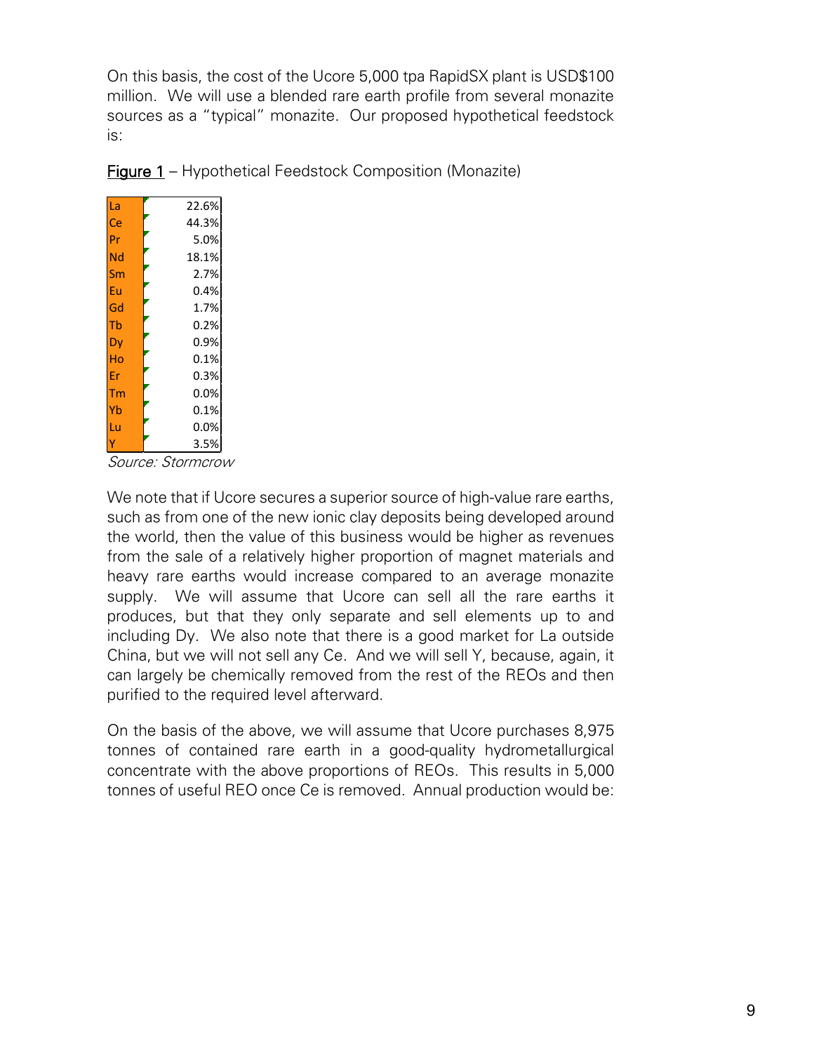On this basis, the cost of the Ucore 5,000 tpa RapidSX plant is USD$100 million. We will use a blended rare earth profile from several monazite sources as a "typical" monazite. Our proposed hypothetical feedstock is:

**Figure 1** – Hypothetical Feedstock Composition (Monazite)

| Element | Share |
|---|---|
| La | 22.6% |
| Ce | 44.3% |
| Pr | 5.0% |
| Nd | 18.1% |
| Sm | 2.7% |
| Eu | 0.4% |
| Gd | 1.7% |
| Tb | 0.2% |
| Dy | 0.9% |
| Ho | 0.1% |
| Er | 0.3% |
| Tm | 0.0% |
| Yb | 0.1% |
| Lu | 0.0% |
| Y | 3.5% |

*Source: Stormcrow*

We note that if Ucore secures a superior source of high-value rare earths, such as from one of the new ionic clay deposits being developed around the world, then the value of this business would be higher as revenues from the sale of a relatively higher proportion of magnet materials and heavy rare earths would increase compared to an average monazite supply. We will assume that Ucore can sell all the rare earths it produces, but that they only separate and sell elements up to and including Dy. We also note that there is a good market for La outside China, but we will not sell any Ce. And we will sell Y, because, again, it can largely be chemically removed from the rest of the REOs and then purified to the required level afterward.

On the basis of the above, we will assume that Ucore purchases 8,975 tonnes of contained rare earth in a good-quality hydrometallurgical concentrate with the above proportions of REOs. This results in 5,000 tonnes of useful REO once Ce is removed. Annual production would be: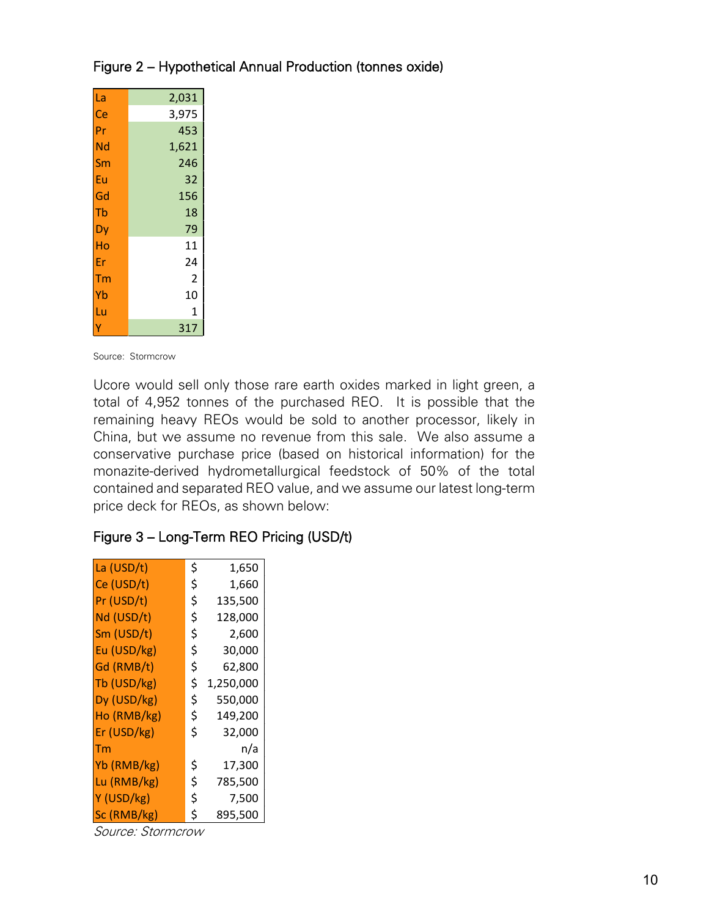Figure 2 – Hypothetical Annual Production (tonnes oxide)

| | |
|---|---|
| La | 2,031 |
| Ce | 3,975 |
| Pr | 453 |
| Nd | 1,621 |
| Sm | 246 |
| Eu | 32 |
| Gd | 156 |
| Tb | 18 |
| Dy | 79 |
| Ho | 11 |
| Er | 24 |
| Tm | 2 |
| Yb | 10 |
| Lu | 1 |
| Y | 317 |

Source: Stormcrow

Ucore would sell only those rare earth oxides marked in light green, a total of 4,952 tonnes of the purchased REO. It is possible that the remaining heavy REOs would be sold to another processor, likely in China, but we assume no revenue from this sale. We also assume a conservative purchase price (based on historical information) for the monazite-derived hydrometallurgical feedstock of 50% of the total contained and separated REO value, and we assume our latest long-term price deck for REOs, as shown below:

Figure 3 – Long-Term REO Pricing (USD/t)

| | | |
|---|---|---|
| La (USD/t) | $ | 1,650 |
| Ce (USD/t) | $ | 1,660 |
| Pr (USD/t) | $ | 135,500 |
| Nd (USD/t) | $ | 128,000 |
| Sm (USD/t) | $ | 2,600 |
| Eu (USD/kg) | $ | 30,000 |
| Gd (RMB/t) | $ | 62,800 |
| Tb (USD/kg) | $ | 1,250,000 |
| Dy (USD/kg) | $ | 550,000 |
| Ho (RMB/kg) | $ | 149,200 |
| Er (USD/kg) | $ | 32,000 |
| Tm | | n/a |
| Yb (RMB/kg) | $ | 17,300 |
| Lu (RMB/kg) | $ | 785,500 |
| Y (USD/kg) | $ | 7,500 |
| Sc (RMB/kg) | $ | 895,500 |

*Source: Stormcrow*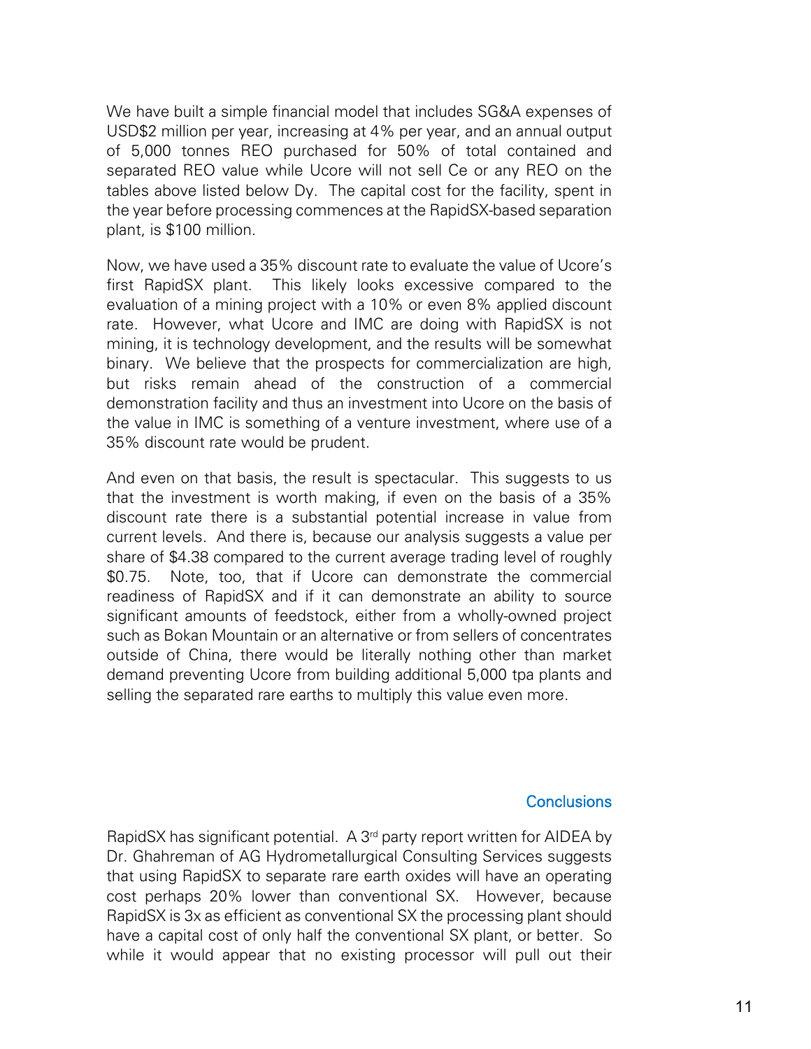We have built a simple financial model that includes SG&A expenses of USD$2 million per year, increasing at 4% per year, and an annual output of 5,000 tonnes REO purchased for 50% of total contained and separated REO value while Ucore will not sell Ce or any REO on the tables above listed below Dy. The capital cost for the facility, spent in the year before processing commences at the RapidSX-based separation plant, is $100 million.

Now, we have used a 35% discount rate to evaluate the value of Ucore's first RapidSX plant. This likely looks excessive compared to the evaluation of a mining project with a 10% or even 8% applied discount rate. However, what Ucore and IMC are doing with RapidSX is not mining, it is technology development, and the results will be somewhat binary. We believe that the prospects for commercialization are high, but risks remain ahead of the construction of a commercial demonstration facility and thus an investment into Ucore on the basis of the value in IMC is something of a venture investment, where use of a 35% discount rate would be prudent.

And even on that basis, the result is spectacular. This suggests to us that the investment is worth making, if even on the basis of a 35% discount rate there is a substantial potential increase in value from current levels. And there is, because our analysis suggests a value per share of $4.38 compared to the current average trading level of roughly $0.75. Note, too, that if Ucore can demonstrate the commercial readiness of RapidSX and if it can demonstrate an ability to source significant amounts of feedstock, either from a wholly-owned project such as Bokan Mountain or an alternative or from sellers of concentrates outside of China, there would be literally nothing other than market demand preventing Ucore from building additional 5,000 tpa plants and selling the separated rare earths to multiply this value even more.

## Conclusions

RapidSX has significant potential. A 3rd party report written for AIDEA by Dr. Ghahreman of AG Hydrometallurgical Consulting Services suggests that using RapidSX to separate rare earth oxides will have an operating cost perhaps 20% lower than conventional SX. However, because RapidSX is 3x as efficient as conventional SX the processing plant should have a capital cost of only half the conventional SX plant, or better. So while it would appear that no existing processor will pull out their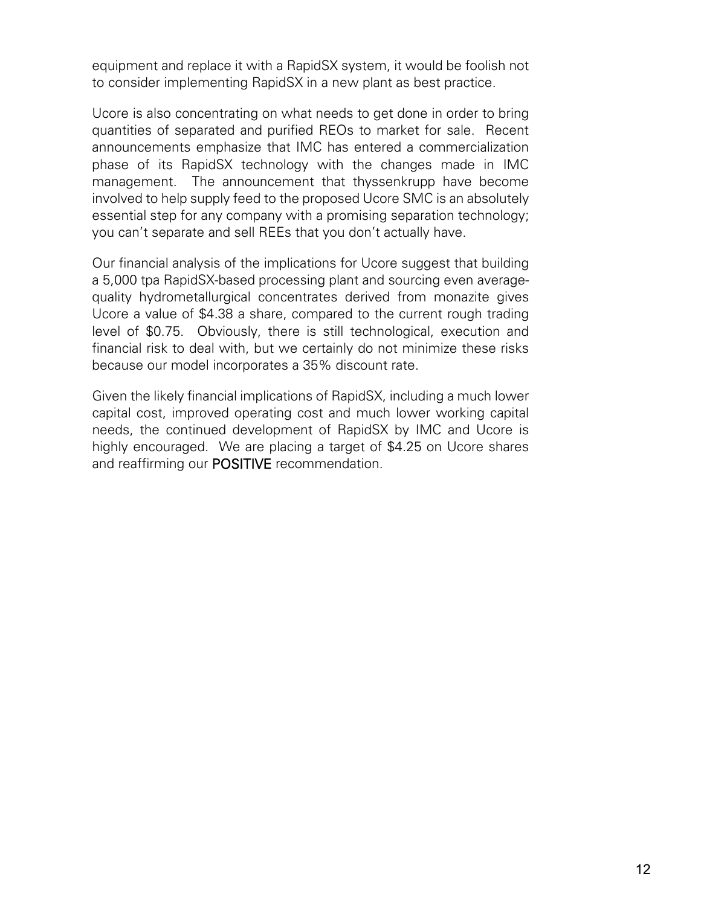equipment and replace it with a RapidSX system, it would be foolish not to consider implementing RapidSX in a new plant as best practice.

Ucore is also concentrating on what needs to get done in order to bring quantities of separated and purified REOs to market for sale. Recent announcements emphasize that IMC has entered a commercialization phase of its RapidSX technology with the changes made in IMC management. The announcement that thyssenkrupp have become involved to help supply feed to the proposed Ucore SMC is an absolutely essential step for any company with a promising separation technology; you can't separate and sell REEs that you don't actually have.

Our financial analysis of the implications for Ucore suggest that building a 5,000 tpa RapidSX-based processing plant and sourcing even average-quality hydrometallurgical concentrates derived from monazite gives Ucore a value of $4.38 a share, compared to the current rough trading level of $0.75. Obviously, there is still technological, execution and financial risk to deal with, but we certainly do not minimize these risks because our model incorporates a 35% discount rate.

Given the likely financial implications of RapidSX, including a much lower capital cost, improved operating cost and much lower working capital needs, the continued development of RapidSX by IMC and Ucore is highly encouraged. We are placing a target of $4.25 on Ucore shares and reaffirming our **POSITIVE** recommendation.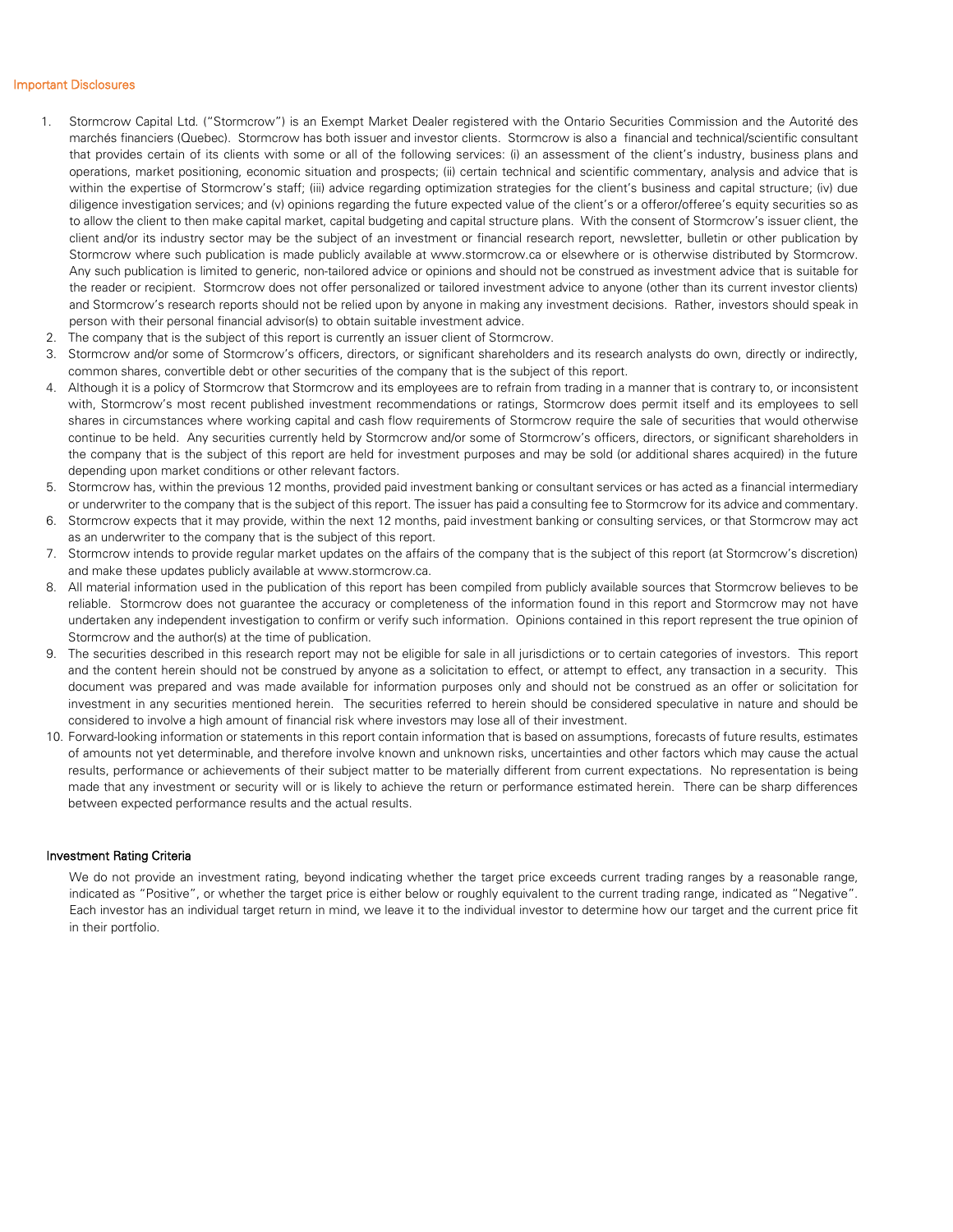## Important Disclosures

1. Stormcrow Capital Ltd. ("Stormcrow") is an Exempt Market Dealer registered with the Ontario Securities Commission and the Autorité des marchés financiers (Quebec). Stormcrow has both issuer and investor clients. Stormcrow is also a financial and technical/scientific consultant that provides certain of its clients with some or all of the following services: (i) an assessment of the client's industry, business plans and operations, market positioning, economic situation and prospects; (ii) certain technical and scientific commentary, analysis and advice that is within the expertise of Stormcrow's staff; (iii) advice regarding optimization strategies for the client's business and capital structure; (iv) due diligence investigation services; and (v) opinions regarding the future expected value of the client's or a offeror/offeree's equity securities so as to allow the client to then make capital market, capital budgeting and capital structure plans. With the consent of Stormcrow's issuer client, the client and/or its industry sector may be the subject of an investment or financial research report, newsletter, bulletin or other publication by Stormcrow where such publication is made publicly available at www.stormcrow.ca or elsewhere or is otherwise distributed by Stormcrow. Any such publication is limited to generic, non-tailored advice or opinions and should not be construed as investment advice that is suitable for the reader or recipient. Stormcrow does not offer personalized or tailored investment advice to anyone (other than its current investor clients) and Stormcrow's research reports should not be relied upon by anyone in making any investment decisions. Rather, investors should speak in person with their personal financial advisor(s) to obtain suitable investment advice.
2. The company that is the subject of this report is currently an issuer client of Stormcrow.
3. Stormcrow and/or some of Stormcrow's officers, directors, or significant shareholders and its research analysts do own, directly or indirectly, common shares, convertible debt or other securities of the company that is the subject of this report.
4. Although it is a policy of Stormcrow that Stormcrow and its employees are to refrain from trading in a manner that is contrary to, or inconsistent with, Stormcrow's most recent published investment recommendations or ratings, Stormcrow does permit itself and its employees to sell shares in circumstances where working capital and cash flow requirements of Stormcrow require the sale of securities that would otherwise continue to be held. Any securities currently held by Stormcrow and/or some of Stormcrow's officers, directors, or significant shareholders in the company that is the subject of this report are held for investment purposes and may be sold (or additional shares acquired) in the future depending upon market conditions or other relevant factors.
5. Stormcrow has, within the previous 12 months, provided paid investment banking or consultant services or has acted as a financial intermediary or underwriter to the company that is the subject of this report. The issuer has paid a consulting fee to Stormcrow for its advice and commentary.
6. Stormcrow expects that it may provide, within the next 12 months, paid investment banking or consulting services, or that Stormcrow may act as an underwriter to the company that is the subject of this report.
7. Stormcrow intends to provide regular market updates on the affairs of the company that is the subject of this report (at Stormcrow's discretion) and make these updates publicly available at www.stormcrow.ca.
8. All material information used in the publication of this report has been compiled from publicly available sources that Stormcrow believes to be reliable. Stormcrow does not guarantee the accuracy or completeness of the information found in this report and Stormcrow may not have undertaken any independent investigation to confirm or verify such information. Opinions contained in this report represent the true opinion of Stormcrow and the author(s) at the time of publication.
9. The securities described in this research report may not be eligible for sale in all jurisdictions or to certain categories of investors. This report and the content herein should not be construed by anyone as a solicitation to effect, or attempt to effect, any transaction in a security. This document was prepared and was made available for information purposes only and should not be construed as an offer or solicitation for investment in any securities mentioned herein. The securities referred to herein should be considered speculative in nature and should be considered to involve a high amount of financial risk where investors may lose all of their investment.
10. Forward-looking information or statements in this report contain information that is based on assumptions, forecasts of future results, estimates of amounts not yet determinable, and therefore involve known and unknown risks, uncertainties and other factors which may cause the actual results, performance or achievements of their subject matter to be materially different from current expectations. No representation is being made that any investment or security will or is likely to achieve the return or performance estimated herein. There can be sharp differences between expected performance results and the actual results.

### Investment Rating Criteria

We do not provide an investment rating, beyond indicating whether the target price exceeds current trading ranges by a reasonable range, indicated as "Positive", or whether the target price is either below or roughly equivalent to the current trading range, indicated as "Negative". Each investor has an individual target return in mind, we leave it to the individual investor to determine how our target and the current price fit in their portfolio.